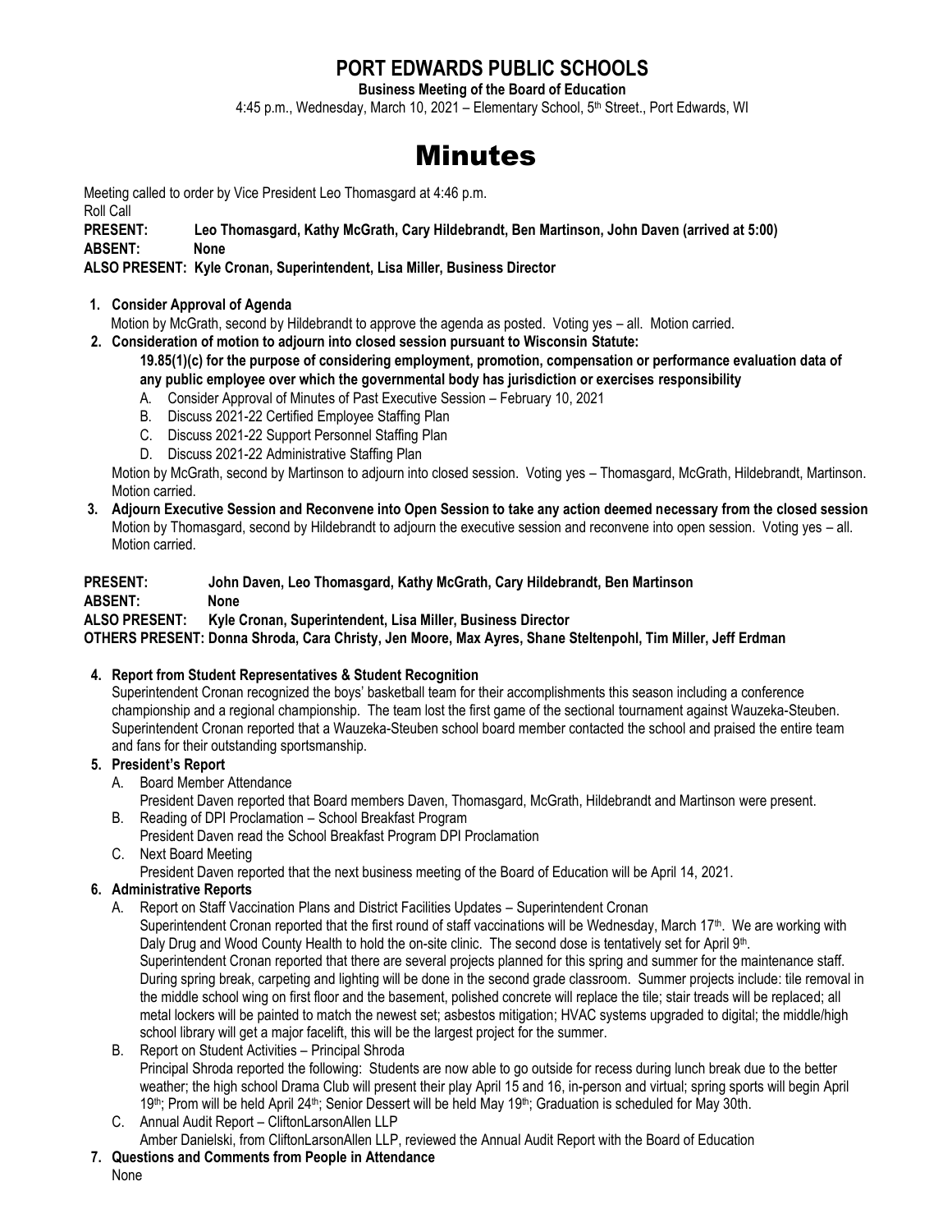# PORT EDWARDS PUBLIC SCHOOLS

**Business Meeting of the Board of Education**

4:45 p.m., Wednesday, March 10, 2021 – Elementary School, 5th Street., Port Edwards, WI

# Minutes

Meeting called to order by Vice President Leo Thomasgard at 4:46 p.m.

Roll Call

**PRESENT:** **Leo Thomasgard, Kathy McGrath, Cary Hildebrandt, Ben Martinson, John Daven (arrived at 5:00)**

**ABSENT:** **None**

**ALSO PRESENT: Kyle Cronan, Superintendent, Lisa Miller, Business Director**

1. **Consider Approval of Agenda**

   Motion by McGrath, second by Hildebrandt to approve the agenda as posted. Voting yes – all. Motion carried.

2. **Consideration of motion to adjourn into closed session pursuant to Wisconsin Statute:**

   **19.85(1)(c) for the purpose of considering employment, promotion, compensation or performance evaluation data of any public employee over which the governmental body has jurisdiction or exercises responsibility**

   A. Consider Approval of Minutes of Past Executive Session – February 10, 2021
   B. Discuss 2021-22 Certified Employee Staffing Plan
   C. Discuss 2021-22 Support Personnel Staffing Plan
   D. Discuss 2021-22 Administrative Staffing Plan

   Motion by McGrath, second by Martinson to adjourn into closed session. Voting yes – Thomasgard, McGrath, Hildebrandt, Martinson. Motion carried.

3. **Adjourn Executive Session and Reconvene into Open Session to take any action deemed necessary from the closed session**

   Motion by Thomasgard, second by Hildebrandt to adjourn the executive session and reconvene into open session. Voting yes – all. Motion carried.

**PRESENT:** **John Daven, Leo Thomasgard, Kathy McGrath, Cary Hildebrandt, Ben Martinson**

**ABSENT:** **None**

**ALSO PRESENT:** **Kyle Cronan, Superintendent, Lisa Miller, Business Director**

**OTHERS PRESENT: Donna Shroda, Cara Christy, Jen Moore, Max Ayres, Shane Steltenpohl, Tim Miller, Jeff Erdman**

4. **Report from Student Representatives & Student Recognition**

   Superintendent Cronan recognized the boys' basketball team for their accomplishments this season including a conference championship and a regional championship. The team lost the first game of the sectional tournament against Wauzeka-Steuben. Superintendent Cronan reported that a Wauzeka-Steuben school board member contacted the school and praised the entire team and fans for their outstanding sportsmanship.

5. **President's Report**

   A. Board Member Attendance

   President Daven reported that Board members Daven, Thomasgard, McGrath, Hildebrandt and Martinson were present.

   B. Reading of DPI Proclamation – School Breakfast Program

   President Daven read the School Breakfast Program DPI Proclamation

   C. Next Board Meeting

   President Daven reported that the next business meeting of the Board of Education will be April 14, 2021.

6. **Administrative Reports**

   A. Report on Staff Vaccination Plans and District Facilities Updates – Superintendent Cronan

   Superintendent Cronan reported that the first round of staff vaccinations will be Wednesday, March 17th. We are working with Daly Drug and Wood County Health to hold the on-site clinic. The second dose is tentatively set for April 9th.

   Superintendent Cronan reported that there are several projects planned for this spring and summer for the maintenance staff. During spring break, carpeting and lighting will be done in the second grade classroom. Summer projects include: tile removal in the middle school wing on first floor and the basement, polished concrete will replace the tile; stair treads will be replaced; all metal lockers will be painted to match the newest set; asbestos mitigation; HVAC systems upgraded to digital; the middle/high school library will get a major facelift, this will be the largest project for the summer.

   B. Report on Student Activities – Principal Shroda

   Principal Shroda reported the following: Students are now able to go outside for recess during lunch break due to the better weather; the high school Drama Club will present their play April 15 and 16, in-person and virtual; spring sports will begin April 19th; Prom will be held April 24th; Senior Dessert will be held May 19th; Graduation is scheduled for May 30th.

   C. Annual Audit Report – CliftonLarsonAllen LLP

   Amber Danielski, from CliftonLarsonAllen LLP, reviewed the Annual Audit Report with the Board of Education

7. **Questions and Comments from People in Attendance**

   None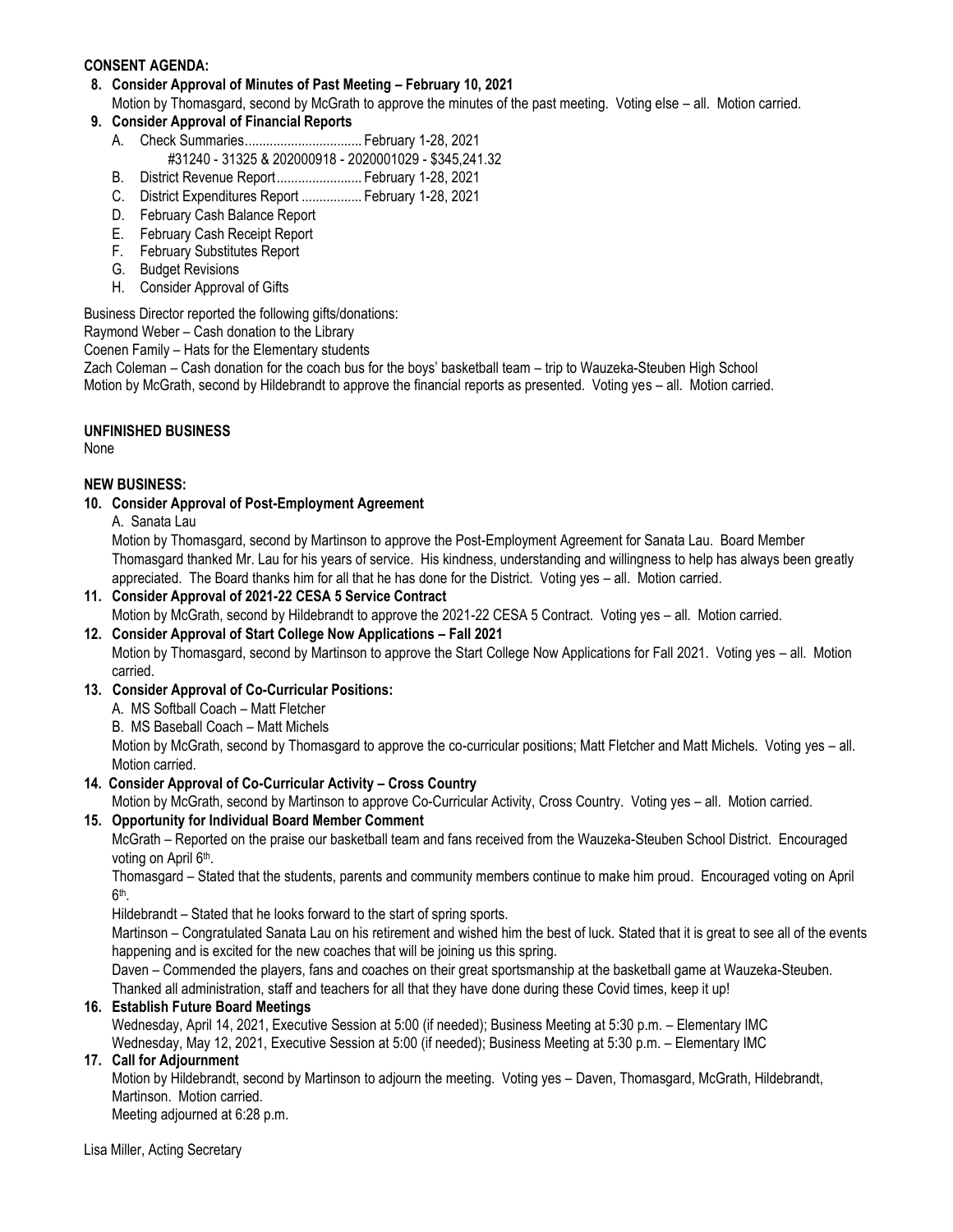**CONSENT AGENDA:**

**8. Consider Approval of Minutes of Past Meeting – February 10, 2021**

Motion by Thomasgard, second by McGrath to approve the minutes of the past meeting. Voting else – all. Motion carried.

**9. Consider Approval of Financial Reports**

- A. Check Summaries................................. February 1-28, 2021
  #31240 - 31325 & 202000918 - 2020001029 - $345,241.32
- B. District Revenue Report........................ February 1-28, 2021
- C. District Expenditures Report ................. February 1-28, 2021
- D. February Cash Balance Report
- E. February Cash Receipt Report
- F. February Substitutes Report
- G. Budget Revisions
- H. Consider Approval of Gifts

Business Director reported the following gifts/donations:

Raymond Weber – Cash donation to the Library

Coenen Family – Hats for the Elementary students

Zach Coleman – Cash donation for the coach bus for the boys' basketball team – trip to Wauzeka-Steuben High School

Motion by McGrath, second by Hildebrandt to approve the financial reports as presented. Voting yes – all. Motion carried.

**UNFINISHED BUSINESS**

None

**NEW BUSINESS:**

**10. Consider Approval of Post-Employment Agreement**

A. Sanata Lau

Motion by Thomasgard, second by Martinson to approve the Post-Employment Agreement for Sanata Lau. Board Member Thomasgard thanked Mr. Lau for his years of service. His kindness, understanding and willingness to help has always been greatly appreciated. The Board thanks him for all that he has done for the District. Voting yes – all. Motion carried.

**11. Consider Approval of 2021-22 CESA 5 Service Contract**

Motion by McGrath, second by Hildebrandt to approve the 2021-22 CESA 5 Contract. Voting yes – all. Motion carried.

**12. Consider Approval of Start College Now Applications – Fall 2021**

Motion by Thomasgard, second by Martinson to approve the Start College Now Applications for Fall 2021. Voting yes – all. Motion carried.

**13. Consider Approval of Co-Curricular Positions:**

A. MS Softball Coach – Matt Fletcher

B. MS Baseball Coach – Matt Michels

Motion by McGrath, second by Thomasgard to approve the co-curricular positions; Matt Fletcher and Matt Michels. Voting yes – all. Motion carried.

**14. Consider Approval of Co-Curricular Activity – Cross Country**

Motion by McGrath, second by Martinson to approve Co-Curricular Activity, Cross Country. Voting yes – all. Motion carried.

**15. Opportunity for Individual Board Member Comment**

McGrath – Reported on the praise our basketball team and fans received from the Wauzeka-Steuben School District. Encouraged voting on April 6th.

Thomasgard – Stated that the students, parents and community members continue to make him proud. Encouraged voting on April 6th.

Hildebrandt – Stated that he looks forward to the start of spring sports.

Martinson – Congratulated Sanata Lau on his retirement and wished him the best of luck. Stated that it is great to see all of the events happening and is excited for the new coaches that will be joining us this spring.

Daven – Commended the players, fans and coaches on their great sportsmanship at the basketball game at Wauzeka-Steuben. Thanked all administration, staff and teachers for all that they have done during these Covid times, keep it up!

**16. Establish Future Board Meetings**

Wednesday, April 14, 2021, Executive Session at 5:00 (if needed); Business Meeting at 5:30 p.m. – Elementary IMC

Wednesday, May 12, 2021, Executive Session at 5:00 (if needed); Business Meeting at 5:30 p.m. – Elementary IMC

**17. Call for Adjournment**

Motion by Hildebrandt, second by Martinson to adjourn the meeting. Voting yes – Daven, Thomasgard, McGrath, Hildebrandt, Martinson. Motion carried.

Meeting adjourned at 6:28 p.m.

Lisa Miller, Acting Secretary